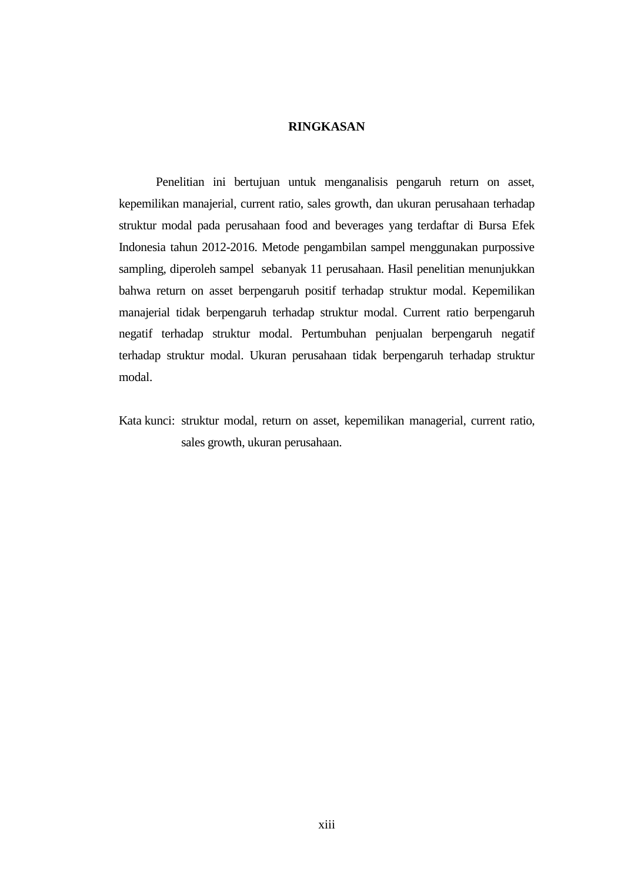# RINGKASAN

Penelitian ini bertujuan untuk menganalisis pengaruh return on asset, kepemilikan manajerial, current ratio, sales growth, dan ukuran perusahaan terhadap struktur modal pada perusahaan food and beverages yang terdaftar di Bursa Efek Indonesia tahun 2012-2016. Metode pengambilan sampel menggunakan purpossive sampling, diperoleh sampel sebanyak 11 perusahaan. Hasil penelitian menunjukkan bahwa return on asset berpengaruh positif terhadap struktur modal. Kepemilikan manajerial tidak berpengaruh terhadap struktur modal. Current ratio berpengaruh negatif terhadap struktur modal. Pertumbuhan penjualan berpengaruh negatif terhadap struktur modal. Ukuran perusahaan tidak berpengaruh terhadap struktur modal.

Kata kunci: struktur modal, return on asset, kepemilikan managerial, current ratio, sales growth, ukuran perusahaan.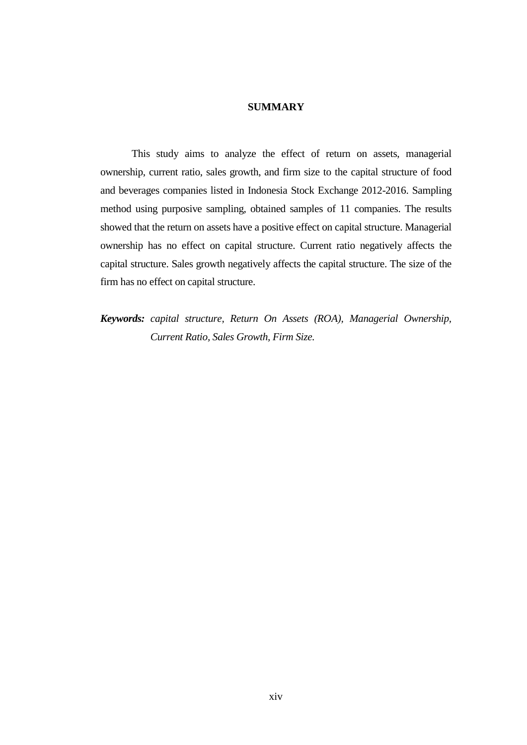# SUMMARY

This study aims to analyze the effect of return on assets, managerial ownership, current ratio, sales growth, and firm size to the capital structure of food and beverages companies listed in Indonesia Stock Exchange 2012-2016. Sampling method using purposive sampling, obtained samples of 11 companies. The results showed that the return on assets have a positive effect on capital structure. Managerial ownership has no effect on capital structure. Current ratio negatively affects the capital structure. Sales growth negatively affects the capital structure. The size of the firm has no effect on capital structure.

***Keywords:*** *capital structure, Return On Assets (ROA), Managerial Ownership, Current Ratio, Sales Growth, Firm Size.*